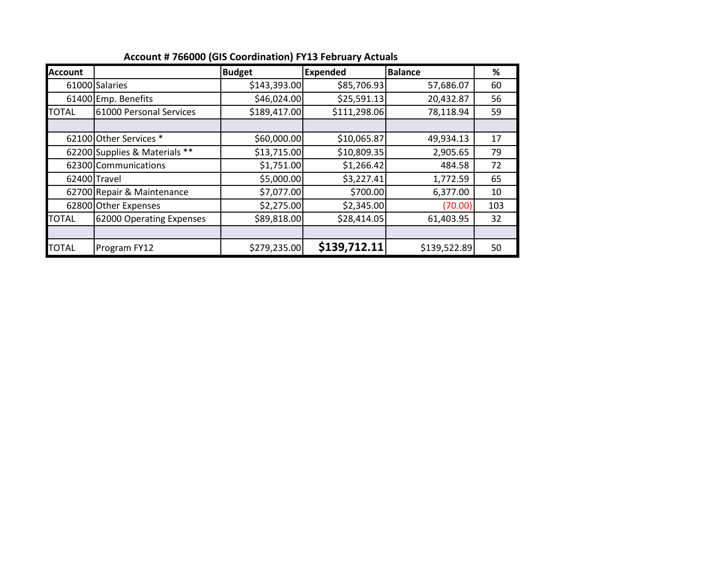**Account # 766000 (GIS Coordination) FY13 February Actuals**

| Account | | Budget | Expended | Balance | % |
|---|---|---|---|---|---|
| 61000 | Salaries | $143,393.00 | $85,706.93 | 57,686.07 | 60 |
| 61400 | Emp. Benefits | $46,024.00 | $25,591.13 | 20,432.87 | 56 |
| TOTAL | 61000 Personal Services | $189,417.00 | $111,298.06 | 78,118.94 | 59 |
| | | | | | |
| 62100 | Other Services * | $60,000.00 | $10,065.87 | 49,934.13 | 17 |
| 62200 | Supplies & Materials ** | $13,715.00 | $10,809.35 | 2,905.65 | 79 |
| 62300 | Communications | $1,751.00 | $1,266.42 | 484.58 | 72 |
| 62400 | Travel | $5,000.00 | $3,227.41 | 1,772.59 | 65 |
| 62700 | Repair & Maintenance | $7,077.00 | $700.00 | 6,377.00 | 10 |
| 62800 | Other Expenses | $2,275.00 | $2,345.00 | (70.00) | 103 |
| TOTAL | 62000 Operating Expenses | $89,818.00 | $28,414.05 | 61,403.95 | 32 |
| | | | | | |
| TOTAL | Program FY12 | $279,235.00 | **$139,712.11** | $139,522.89 | 50 |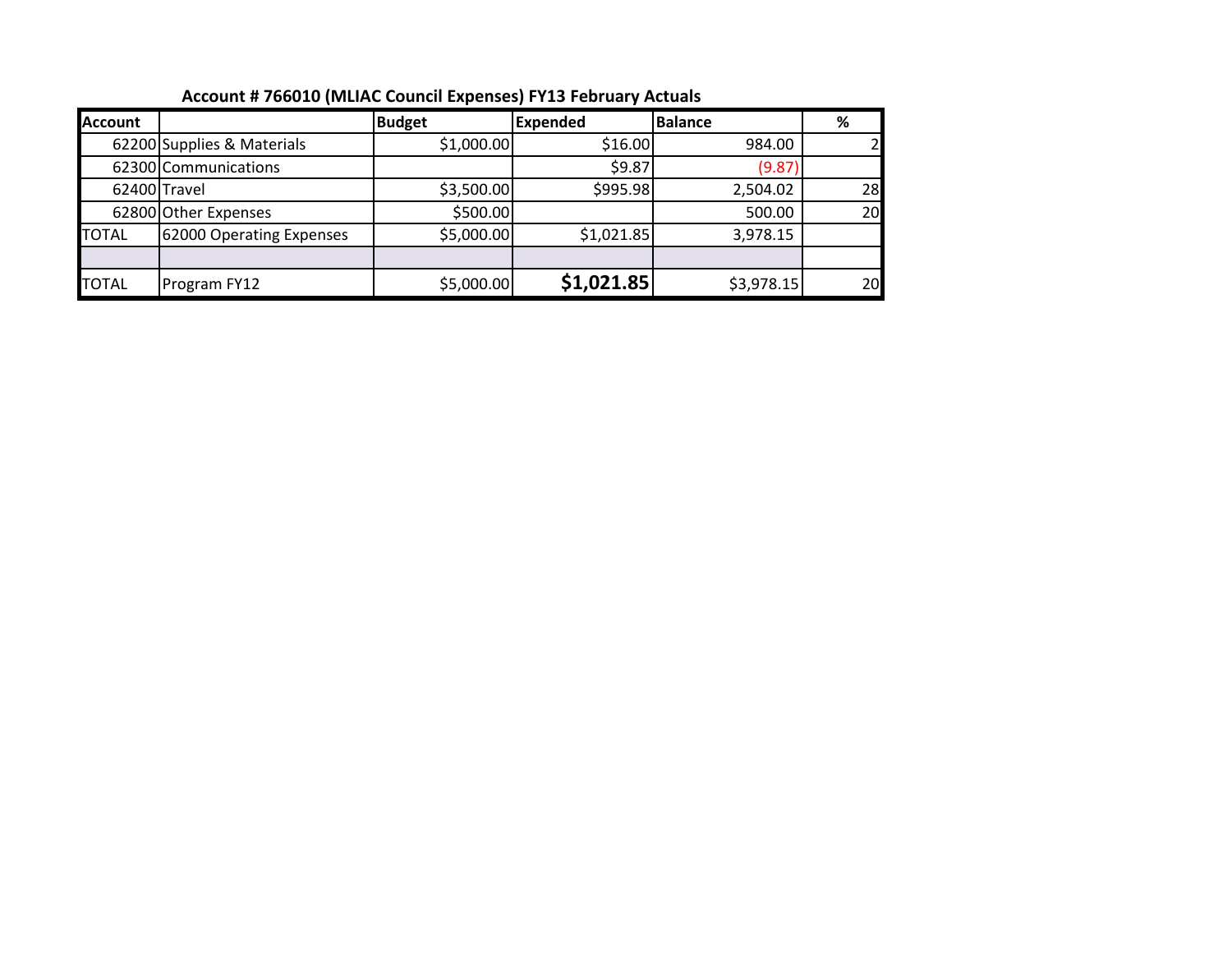**Account # 766010 (MLIAC Council Expenses) FY13 February Actuals**

| Account | | Budget | Expended | Balance | % |
|---|---|---|---|---|---|
| 62200 | Supplies & Materials | $1,000.00 | $16.00 | 984.00 | 2 |
| 62300 | Communications | | $9.87 | (9.87) | |
| 62400 | Travel | $3,500.00 | $995.98 | 2,504.02 | 28 |
| 62800 | Other Expenses | $500.00 | | 500.00 | 20 |
| TOTAL | 62000 Operating Expenses | $5,000.00 | $1,021.85 | 3,978.15 | |
| | | | | | |
| TOTAL | Program FY12 | $5,000.00 | **$1,021.85** | $3,978.15 | 20 |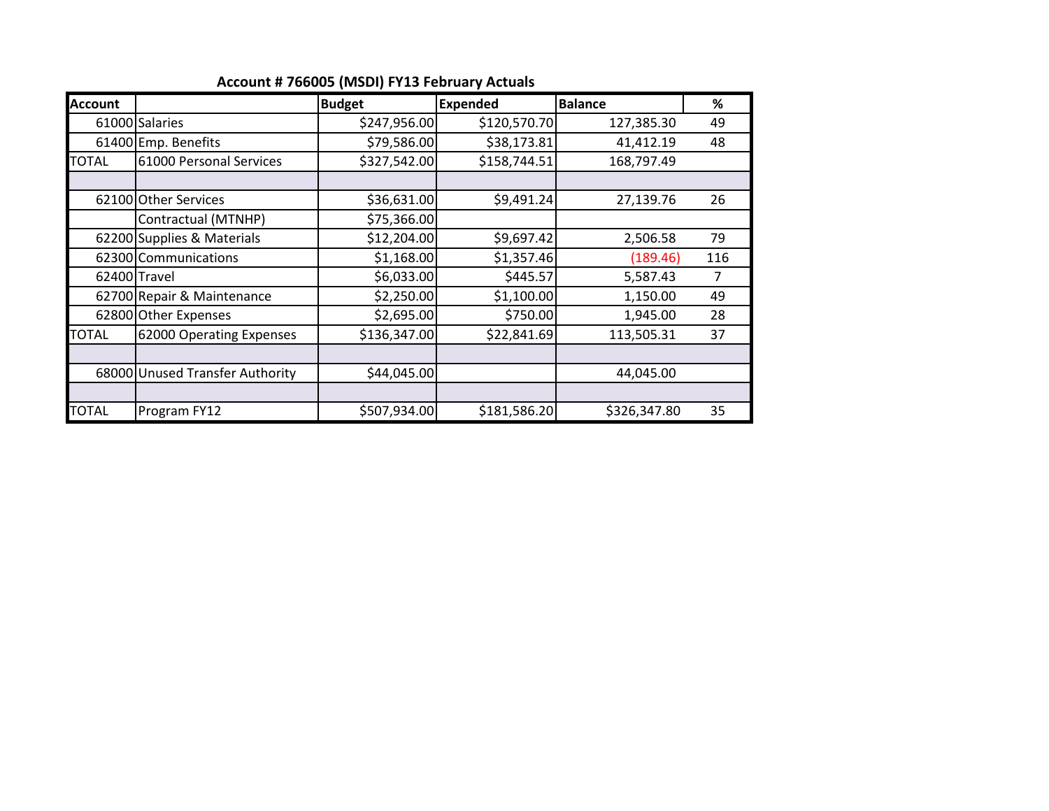**Account # 766005 (MSDI) FY13 February Actuals**

| Account | | Budget | Expended | Balance | % |
|---|---|---|---|---|---|
| 61000 | Salaries | $247,956.00 | $120,570.70 | 127,385.30 | 49 |
| 61400 | Emp. Benefits | $79,586.00 | $38,173.81 | 41,412.19 | 48 |
| TOTAL | 61000 Personal Services | $327,542.00 | $158,744.51 | 168,797.49 | |
| | | | | | |
| 62100 | Other Services | $36,631.00 | $9,491.24 | 27,139.76 | 26 |
| | Contractual (MTNHP) | $75,366.00 | | | |
| 62200 | Supplies & Materials | $12,204.00 | $9,697.42 | 2,506.58 | 79 |
| 62300 | Communications | $1,168.00 | $1,357.46 | (189.46) | 116 |
| 62400 | Travel | $6,033.00 | $445.57 | 5,587.43 | 7 |
| 62700 | Repair & Maintenance | $2,250.00 | $1,100.00 | 1,150.00 | 49 |
| 62800 | Other Expenses | $2,695.00 | $750.00 | 1,945.00 | 28 |
| TOTAL | 62000 Operating Expenses | $136,347.00 | $22,841.69 | 113,505.31 | 37 |
| | | | | | |
| 68000 | Unused Transfer Authority | $44,045.00 | | 44,045.00 | |
| | | | | | |
| TOTAL | Program FY12 | $507,934.00 | $181,586.20 | $326,347.80 | 35 |